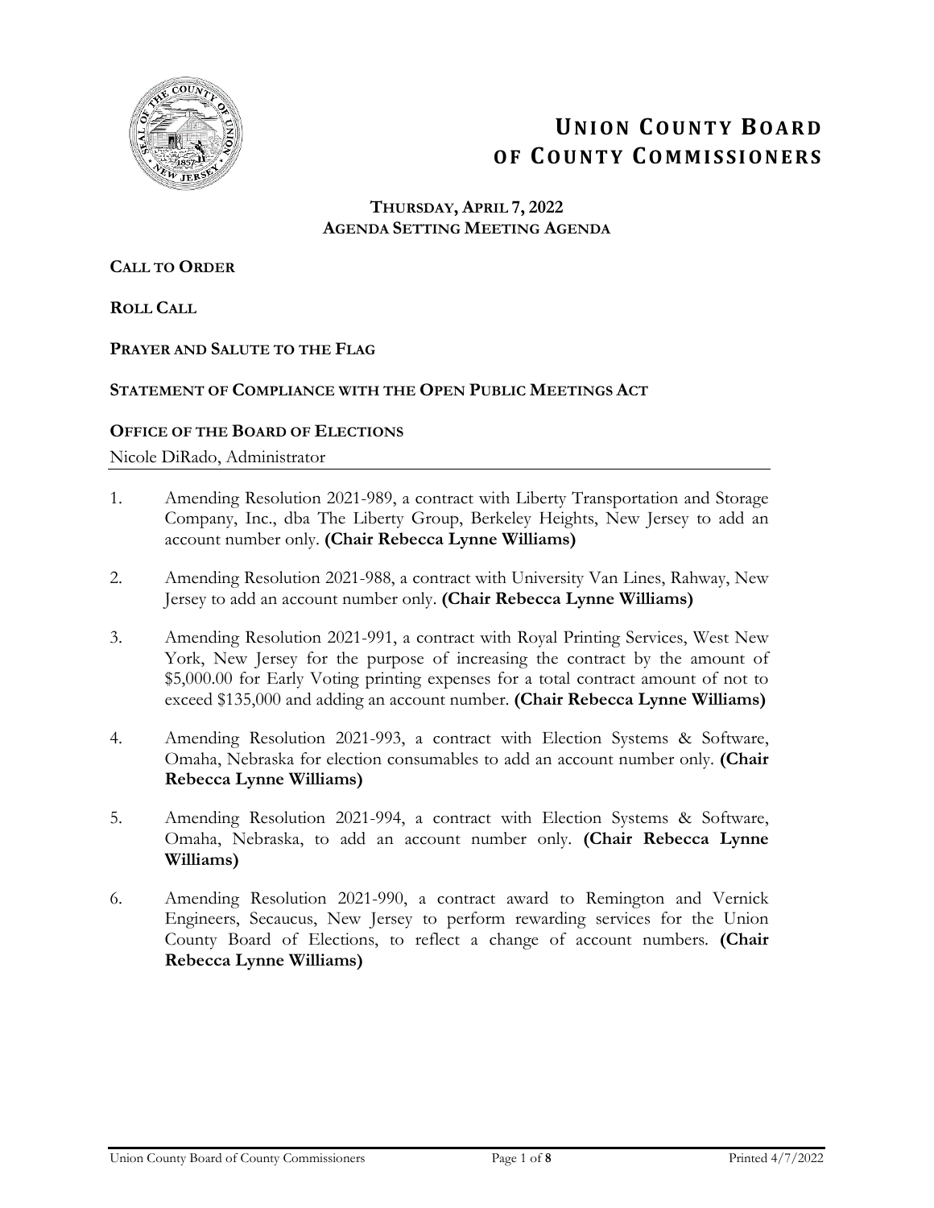# UNION COUNTY BOARD OF COUNTY COMMISSIONERS

**THURSDAY, APRIL 7, 2022**
**AGENDA SETTING MEETING AGENDA**

**CALL TO ORDER**

**ROLL CALL**

**PRAYER AND SALUTE TO THE FLAG**

**STATEMENT OF COMPLIANCE WITH THE OPEN PUBLIC MEETINGS ACT**

**OFFICE OF THE BOARD OF ELECTIONS**

Nicole DiRado, Administrator

1. Amending Resolution 2021-989, a contract with Liberty Transportation and Storage Company, Inc., dba The Liberty Group, Berkeley Heights, New Jersey to add an account number only. **(Chair Rebecca Lynne Williams)**

2. Amending Resolution 2021-988, a contract with University Van Lines, Rahway, New Jersey to add an account number only. **(Chair Rebecca Lynne Williams)**

3. Amending Resolution 2021-991, a contract with Royal Printing Services, West New York, New Jersey for the purpose of increasing the contract by the amount of $5,000.00 for Early Voting printing expenses for a total contract amount of not to exceed $135,000 and adding an account number. **(Chair Rebecca Lynne Williams)**

4. Amending Resolution 2021-993, a contract with Election Systems & Software, Omaha, Nebraska for election consumables to add an account number only. **(Chair Rebecca Lynne Williams)**

5. Amending Resolution 2021-994, a contract with Election Systems & Software, Omaha, Nebraska, to add an account number only. **(Chair Rebecca Lynne Williams)**

6. Amending Resolution 2021-990, a contract award to Remington and Vernick Engineers, Secaucus, New Jersey to perform rewarding services for the Union County Board of Elections, to reflect a change of account numbers. **(Chair Rebecca Lynne Williams)**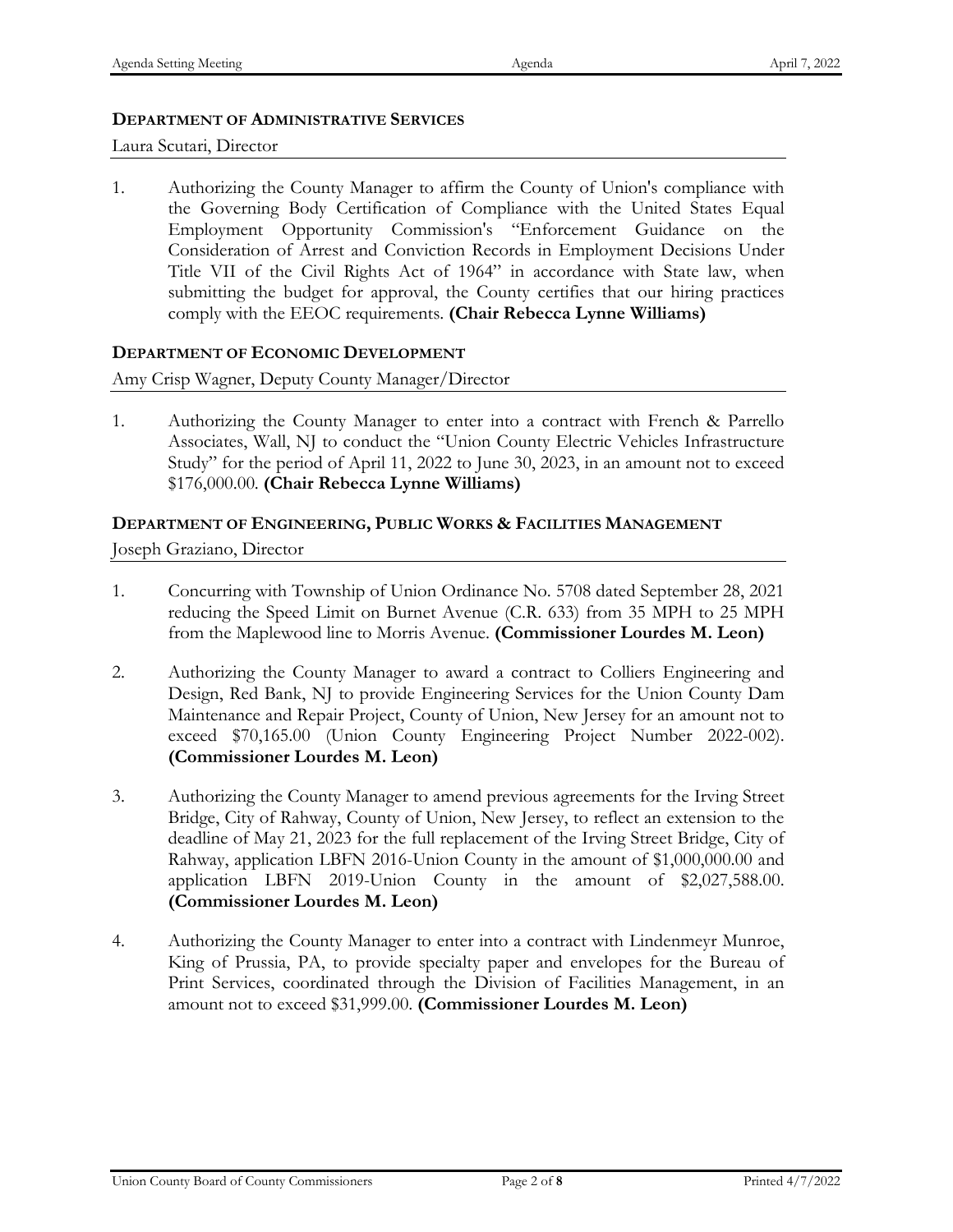## DEPARTMENT OF ADMINISTRATIVE SERVICES

Laura Scutari, Director

1. Authorizing the County Manager to affirm the County of Union's compliance with the Governing Body Certification of Compliance with the United States Equal Employment Opportunity Commission's "Enforcement Guidance on the Consideration of Arrest and Conviction Records in Employment Decisions Under Title VII of the Civil Rights Act of 1964" in accordance with State law, when submitting the budget for approval, the County certifies that our hiring practices comply with the EEOC requirements. **(Chair Rebecca Lynne Williams)**

## DEPARTMENT OF ECONOMIC DEVELOPMENT

Amy Crisp Wagner, Deputy County Manager/Director

1. Authorizing the County Manager to enter into a contract with French & Parrello Associates, Wall, NJ to conduct the "Union County Electric Vehicles Infrastructure Study" for the period of April 11, 2022 to June 30, 2023, in an amount not to exceed $176,000.00. **(Chair Rebecca Lynne Williams)**

## DEPARTMENT OF ENGINEERING, PUBLIC WORKS & FACILITIES MANAGEMENT

Joseph Graziano, Director

1. Concurring with Township of Union Ordinance No. 5708 dated September 28, 2021 reducing the Speed Limit on Burnet Avenue (C.R. 633) from 35 MPH to 25 MPH from the Maplewood line to Morris Avenue. **(Commissioner Lourdes M. Leon)**

2. Authorizing the County Manager to award a contract to Colliers Engineering and Design, Red Bank, NJ to provide Engineering Services for the Union County Dam Maintenance and Repair Project, County of Union, New Jersey for an amount not to exceed $70,165.00 (Union County Engineering Project Number 2022-002). **(Commissioner Lourdes M. Leon)**

3. Authorizing the County Manager to amend previous agreements for the Irving Street Bridge, City of Rahway, County of Union, New Jersey, to reflect an extension to the deadline of May 21, 2023 for the full replacement of the Irving Street Bridge, City of Rahway, application LBFN 2016-Union County in the amount of $1,000,000.00 and application LBFN 2019-Union County in the amount of $2,027,588.00. **(Commissioner Lourdes M. Leon)**

4. Authorizing the County Manager to enter into a contract with Lindenmeyr Munroe, King of Prussia, PA, to provide specialty paper and envelopes for the Bureau of Print Services, coordinated through the Division of Facilities Management, in an amount not to exceed $31,999.00. **(Commissioner Lourdes M. Leon)**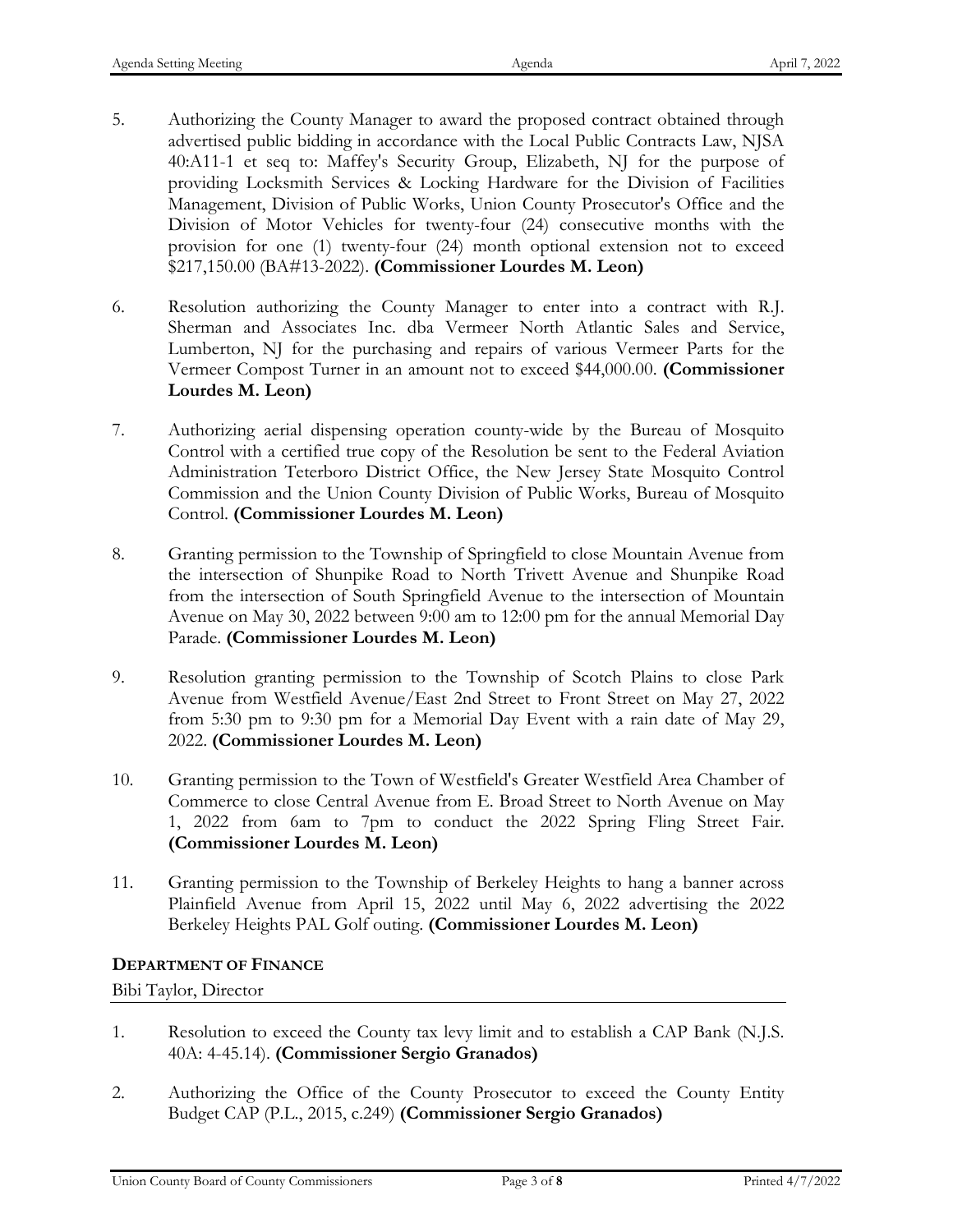5. Authorizing the County Manager to award the proposed contract obtained through advertised public bidding in accordance with the Local Public Contracts Law, NJSA 40:A11-1 et seq to: Maffey's Security Group, Elizabeth, NJ for the purpose of providing Locksmith Services & Locking Hardware for the Division of Facilities Management, Division of Public Works, Union County Prosecutor's Office and the Division of Motor Vehicles for twenty-four (24) consecutive months with the provision for one (1) twenty-four (24) month optional extension not to exceed $217,150.00 (BA#13-2022). **(Commissioner Lourdes M. Leon)**

6. Resolution authorizing the County Manager to enter into a contract with R.J. Sherman and Associates Inc. dba Vermeer North Atlantic Sales and Service, Lumberton, NJ for the purchasing and repairs of various Vermeer Parts for the Vermeer Compost Turner in an amount not to exceed $44,000.00. **(Commissioner Lourdes M. Leon)**

7. Authorizing aerial dispensing operation county-wide by the Bureau of Mosquito Control with a certified true copy of the Resolution be sent to the Federal Aviation Administration Teterboro District Office, the New Jersey State Mosquito Control Commission and the Union County Division of Public Works, Bureau of Mosquito Control. **(Commissioner Lourdes M. Leon)**

8. Granting permission to the Township of Springfield to close Mountain Avenue from the intersection of Shunpike Road to North Trivett Avenue and Shunpike Road from the intersection of South Springfield Avenue to the intersection of Mountain Avenue on May 30, 2022 between 9:00 am to 12:00 pm for the annual Memorial Day Parade. **(Commissioner Lourdes M. Leon)**

9. Resolution granting permission to the Township of Scotch Plains to close Park Avenue from Westfield Avenue/East 2nd Street to Front Street on May 27, 2022 from 5:30 pm to 9:30 pm for a Memorial Day Event with a rain date of May 29, 2022. **(Commissioner Lourdes M. Leon)**

10. Granting permission to the Town of Westfield's Greater Westfield Area Chamber of Commerce to close Central Avenue from E. Broad Street to North Avenue on May 1, 2022 from 6am to 7pm to conduct the 2022 Spring Fling Street Fair. **(Commissioner Lourdes M. Leon)**

11. Granting permission to the Township of Berkeley Heights to hang a banner across Plainfield Avenue from April 15, 2022 until May 6, 2022 advertising the 2022 Berkeley Heights PAL Golf outing. **(Commissioner Lourdes M. Leon)**

## DEPARTMENT OF FINANCE

Bibi Taylor, Director

1. Resolution to exceed the County tax levy limit and to establish a CAP Bank (N.J.S. 40A: 4-45.14). **(Commissioner Sergio Granados)**

2. Authorizing the Office of the County Prosecutor to exceed the County Entity Budget CAP (P.L., 2015, c.249) **(Commissioner Sergio Granados)**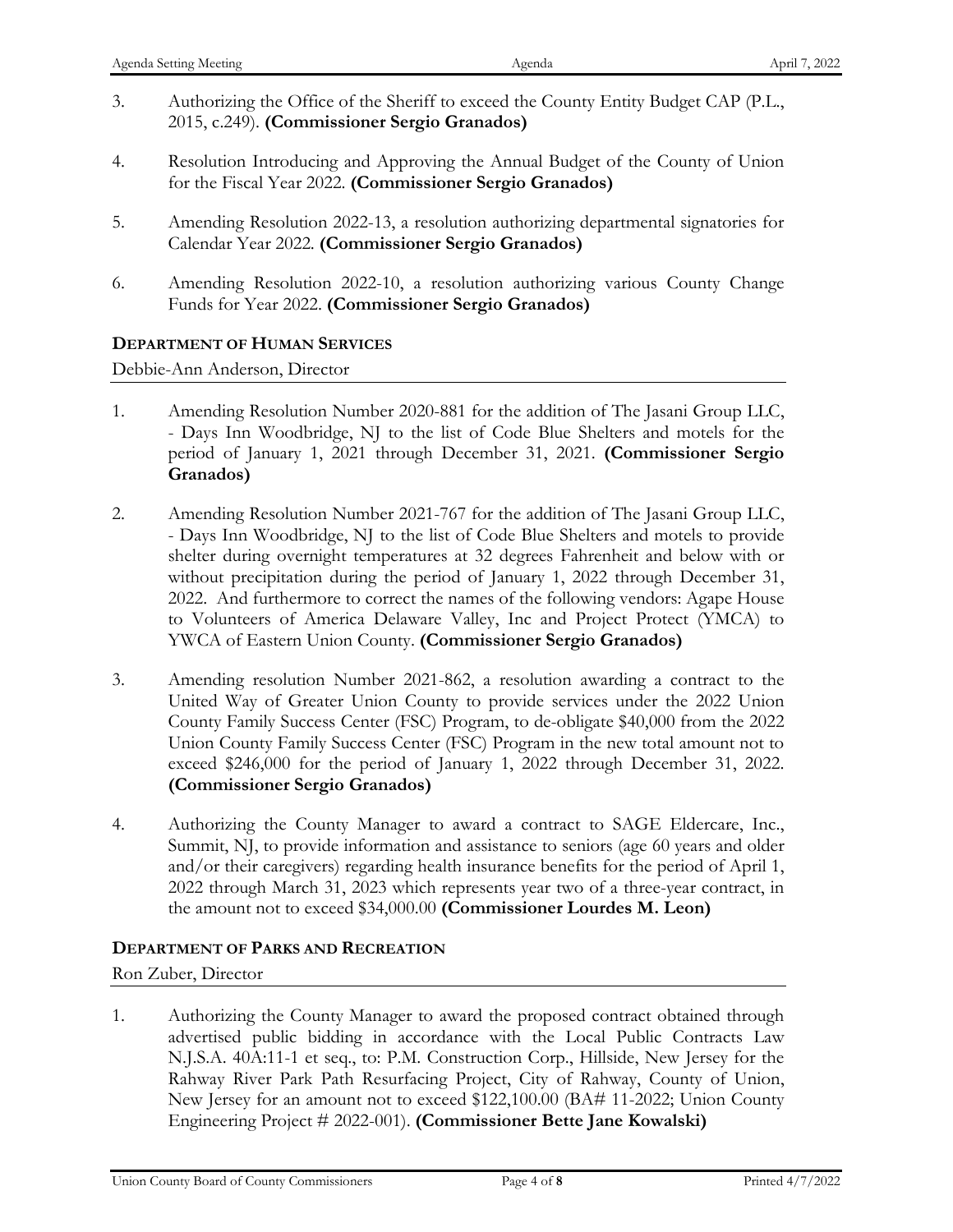3. Authorizing the Office of the Sheriff to exceed the County Entity Budget CAP (P.L., 2015, c.249). **(Commissioner Sergio Granados)**

4. Resolution Introducing and Approving the Annual Budget of the County of Union for the Fiscal Year 2022. **(Commissioner Sergio Granados)**

5. Amending Resolution 2022-13, a resolution authorizing departmental signatories for Calendar Year 2022. **(Commissioner Sergio Granados)**

6. Amending Resolution 2022-10, a resolution authorizing various County Change Funds for Year 2022. **(Commissioner Sergio Granados)**

### DEPARTMENT OF HUMAN SERVICES

Debbie-Ann Anderson, Director

1. Amending Resolution Number 2020-881 for the addition of The Jasani Group LLC, - Days Inn Woodbridge, NJ to the list of Code Blue Shelters and motels for the period of January 1, 2021 through December 31, 2021. **(Commissioner Sergio Granados)**

2. Amending Resolution Number 2021-767 for the addition of The Jasani Group LLC, - Days Inn Woodbridge, NJ to the list of Code Blue Shelters and motels to provide shelter during overnight temperatures at 32 degrees Fahrenheit and below with or without precipitation during the period of January 1, 2022 through December 31, 2022. And furthermore to correct the names of the following vendors: Agape House to Volunteers of America Delaware Valley, Inc and Project Protect (YMCA) to YWCA of Eastern Union County. **(Commissioner Sergio Granados)**

3. Amending resolution Number 2021-862, a resolution awarding a contract to the United Way of Greater Union County to provide services under the 2022 Union County Family Success Center (FSC) Program, to de-obligate $40,000 from the 2022 Union County Family Success Center (FSC) Program in the new total amount not to exceed $246,000 for the period of January 1, 2022 through December 31, 2022. **(Commissioner Sergio Granados)**

4. Authorizing the County Manager to award a contract to SAGE Eldercare, Inc., Summit, NJ, to provide information and assistance to seniors (age 60 years and older and/or their caregivers) regarding health insurance benefits for the period of April 1, 2022 through March 31, 2023 which represents year two of a three-year contract, in the amount not to exceed $34,000.00 **(Commissioner Lourdes M. Leon)**

### DEPARTMENT OF PARKS AND RECREATION

Ron Zuber, Director

1. Authorizing the County Manager to award the proposed contract obtained through advertised public bidding in accordance with the Local Public Contracts Law N.J.S.A. 40A:11-1 et seq., to: P.M. Construction Corp., Hillside, New Jersey for the Rahway River Park Path Resurfacing Project, City of Rahway, County of Union, New Jersey for an amount not to exceed $122,100.00 (BA# 11-2022; Union County Engineering Project # 2022-001). **(Commissioner Bette Jane Kowalski)**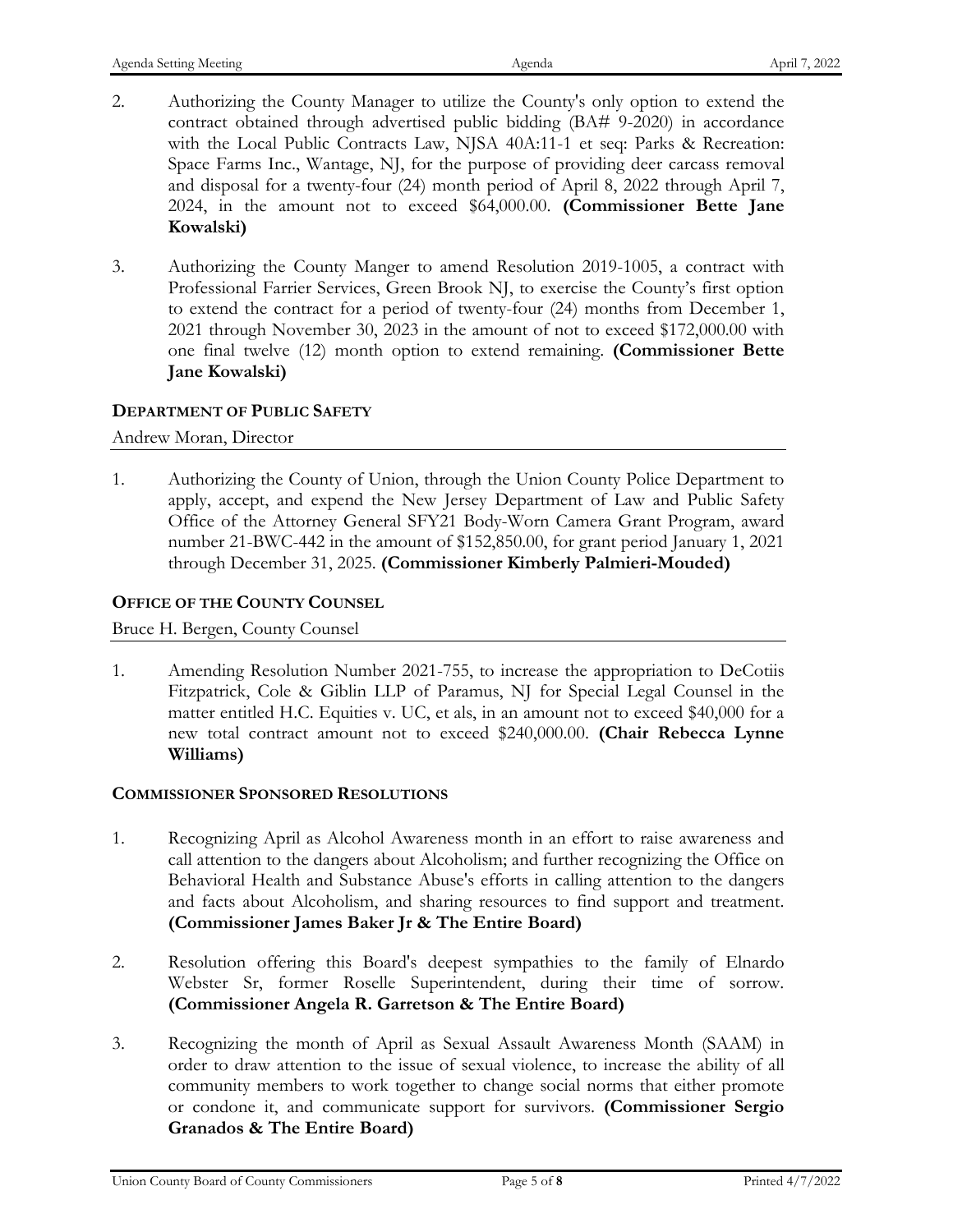2. Authorizing the County Manager to utilize the County's only option to extend the contract obtained through advertised public bidding (BA# 9-2020) in accordance with the Local Public Contracts Law, NJSA 40A:11-1 et seq: Parks & Recreation: Space Farms Inc., Wantage, NJ, for the purpose of providing deer carcass removal and disposal for a twenty-four (24) month period of April 8, 2022 through April 7, 2024, in the amount not to exceed $64,000.00. **(Commissioner Bette Jane Kowalski)**

3. Authorizing the County Manger to amend Resolution 2019-1005, a contract with Professional Farrier Services, Green Brook NJ, to exercise the County's first option to extend the contract for a period of twenty-four (24) months from December 1, 2021 through November 30, 2023 in the amount of not to exceed $172,000.00 with one final twelve (12) month option to extend remaining. **(Commissioner Bette Jane Kowalski)**

### DEPARTMENT OF PUBLIC SAFETY

Andrew Moran, Director

1. Authorizing the County of Union, through the Union County Police Department to apply, accept, and expend the New Jersey Department of Law and Public Safety Office of the Attorney General SFY21 Body-Worn Camera Grant Program, award number 21-BWC-442 in the amount of $152,850.00, for grant period January 1, 2021 through December 31, 2025. **(Commissioner Kimberly Palmieri-Mouded)**

### OFFICE OF THE COUNTY COUNSEL

Bruce H. Bergen, County Counsel

1. Amending Resolution Number 2021-755, to increase the appropriation to DeCotiis Fitzpatrick, Cole & Giblin LLP of Paramus, NJ for Special Legal Counsel in the matter entitled H.C. Equities v. UC, et als, in an amount not to exceed $40,000 for a new total contract amount not to exceed $240,000.00. **(Chair Rebecca Lynne Williams)**

### COMMISSIONER SPONSORED RESOLUTIONS

1. Recognizing April as Alcohol Awareness month in an effort to raise awareness and call attention to the dangers about Alcoholism; and further recognizing the Office on Behavioral Health and Substance Abuse's efforts in calling attention to the dangers and facts about Alcoholism, and sharing resources to find support and treatment. **(Commissioner James Baker Jr & The Entire Board)**

2. Resolution offering this Board's deepest sympathies to the family of Elnardo Webster Sr, former Roselle Superintendent, during their time of sorrow. **(Commissioner Angela R. Garretson & The Entire Board)**

3. Recognizing the month of April as Sexual Assault Awareness Month (SAAM) in order to draw attention to the issue of sexual violence, to increase the ability of all community members to work together to change social norms that either promote or condone it, and communicate support for survivors. **(Commissioner Sergio Granados & The Entire Board)**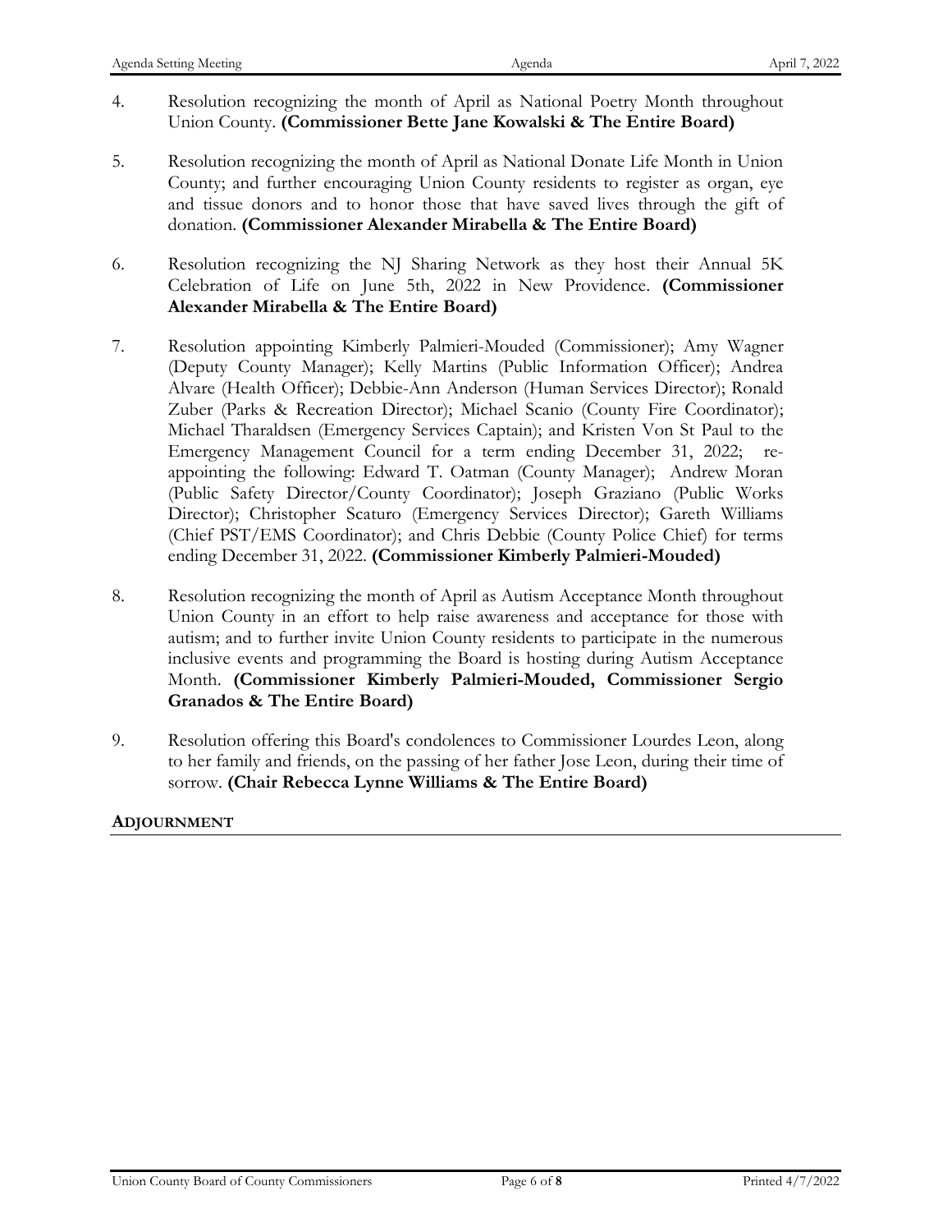4. Resolution recognizing the month of April as National Poetry Month throughout Union County. **(Commissioner Bette Jane Kowalski & The Entire Board)**

5. Resolution recognizing the month of April as National Donate Life Month in Union County; and further encouraging Union County residents to register as organ, eye and tissue donors and to honor those that have saved lives through the gift of donation. **(Commissioner Alexander Mirabella & The Entire Board)**

6. Resolution recognizing the NJ Sharing Network as they host their Annual 5K Celebration of Life on June 5th, 2022 in New Providence. **(Commissioner Alexander Mirabella & The Entire Board)**

7. Resolution appointing Kimberly Palmieri-Mouded (Commissioner); Amy Wagner (Deputy County Manager); Kelly Martins (Public Information Officer); Andrea Alvare (Health Officer); Debbie-Ann Anderson (Human Services Director); Ronald Zuber (Parks & Recreation Director); Michael Scanio (County Fire Coordinator); Michael Tharaldsen (Emergency Services Captain); and Kristen Von St Paul to the Emergency Management Council for a term ending December 31, 2022; re-appointing the following: Edward T. Oatman (County Manager); Andrew Moran (Public Safety Director/County Coordinator); Joseph Graziano (Public Works Director); Christopher Scaturo (Emergency Services Director); Gareth Williams (Chief PST/EMS Coordinator); and Chris Debbie (County Police Chief) for terms ending December 31, 2022. **(Commissioner Kimberly Palmieri-Mouded)**

8. Resolution recognizing the month of April as Autism Acceptance Month throughout Union County in an effort to help raise awareness and acceptance for those with autism; and to further invite Union County residents to participate in the numerous inclusive events and programming the Board is hosting during Autism Acceptance Month. **(Commissioner Kimberly Palmieri-Mouded, Commissioner Sergio Granados & The Entire Board)**

9. Resolution offering this Board's condolences to Commissioner Lourdes Leon, along to her family and friends, on the passing of her father Jose Leon, during their time of sorrow. **(Chair Rebecca Lynne Williams & The Entire Board)**

**ADJOURNMENT**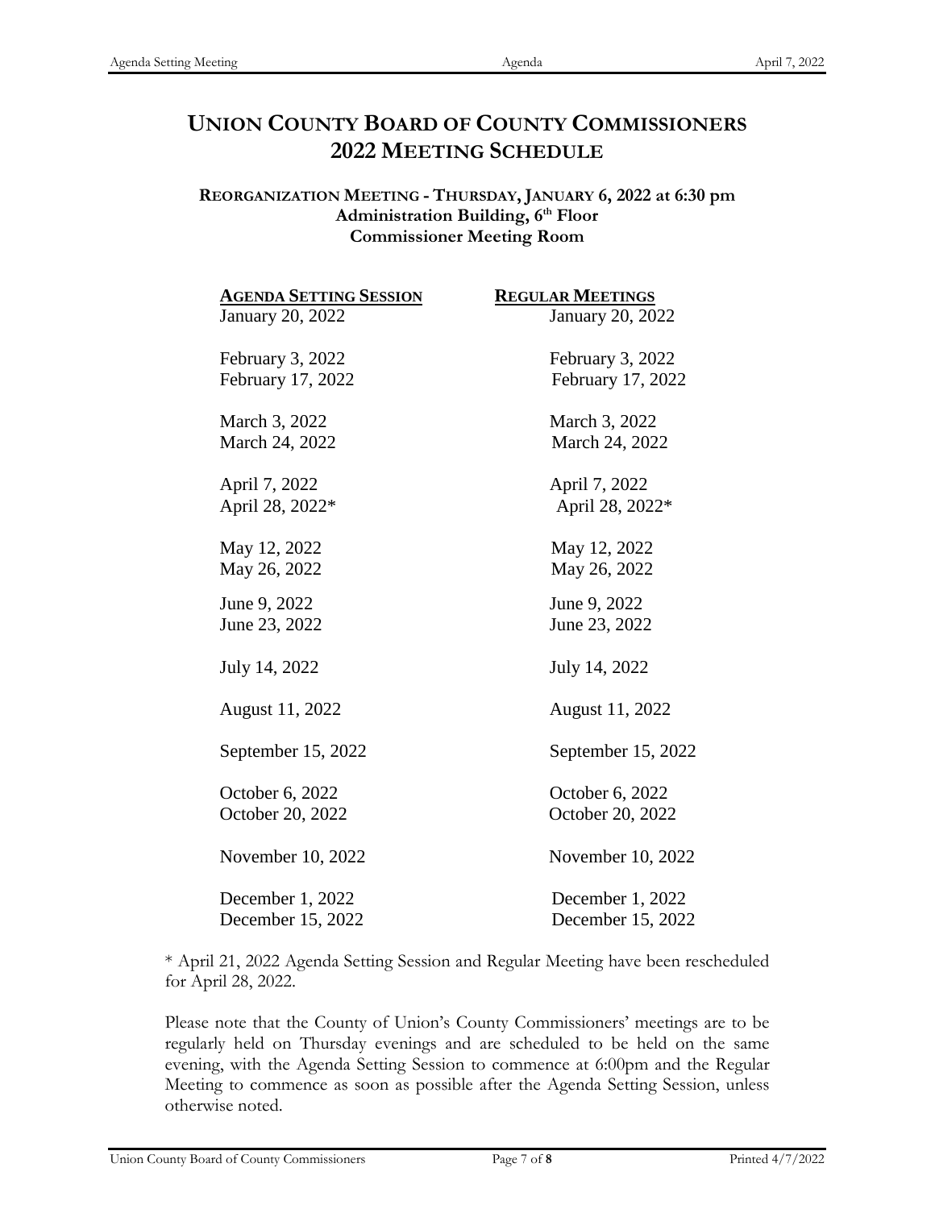# UNION COUNTY BOARD OF COUNTY COMMISSIONERS 2022 MEETING SCHEDULE

**REORGANIZATION MEETING - THURSDAY, JANUARY 6, 2022 at 6:30 pm**
**Administration Building, 6th Floor**
**Commissioner Meeting Room**

| AGENDA SETTING SESSION | REGULAR MEETINGS |
|---|---|
| January 20, 2022 | January 20, 2022 |
| February 3, 2022 | February 3, 2022 |
| February 17, 2022 | February 17, 2022 |
| March 3, 2022 | March 3, 2022 |
| March 24, 2022 | March 24, 2022 |
| April 7, 2022 | April 7, 2022 |
| April 28, 2022* | April 28, 2022* |
| May 12, 2022 | May 12, 2022 |
| May 26, 2022 | May 26, 2022 |
| June 9, 2022 | June 9, 2022 |
| June 23, 2022 | June 23, 2022 |
| July 14, 2022 | July 14, 2022 |
| August 11, 2022 | August 11, 2022 |
| September 15, 2022 | September 15, 2022 |
| October 6, 2022 | October 6, 2022 |
| October 20, 2022 | October 20, 2022 |
| November 10, 2022 | November 10, 2022 |
| December 1, 2022 | December 1, 2022 |
| December 15, 2022 | December 15, 2022 |

* April 21, 2022 Agenda Setting Session and Regular Meeting have been rescheduled for April 28, 2022.

Please note that the County of Union's County Commissioners' meetings are to be regularly held on Thursday evenings and are scheduled to be held on the same evening, with the Agenda Setting Session to commence at 6:00pm and the Regular Meeting to commence as soon as possible after the Agenda Setting Session, unless otherwise noted.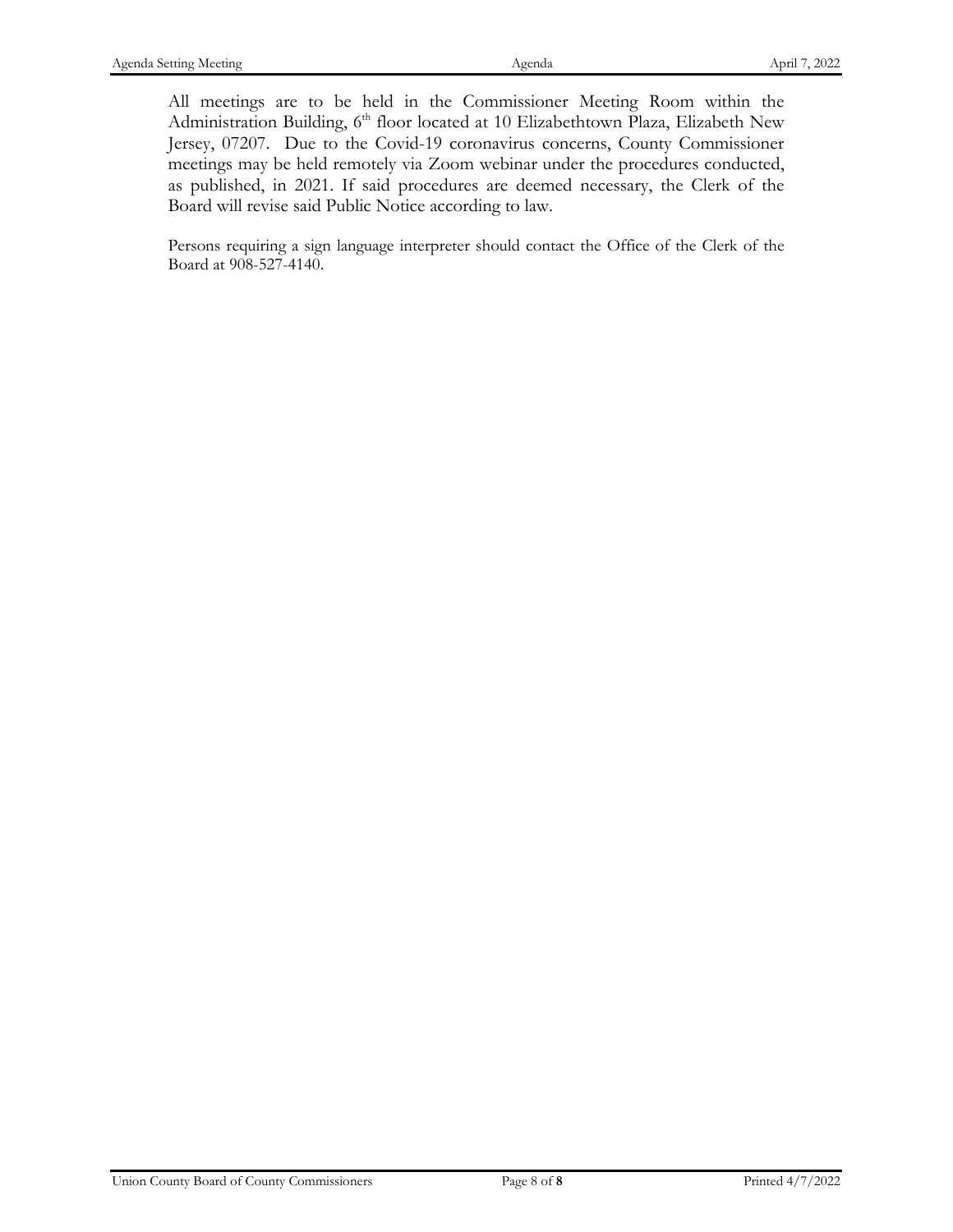All meetings are to be held in the Commissioner Meeting Room within the Administration Building, 6th floor located at 10 Elizabethtown Plaza, Elizabeth New Jersey, 07207. Due to the Covid-19 coronavirus concerns, County Commissioner meetings may be held remotely via Zoom webinar under the procedures conducted, as published, in 2021. If said procedures are deemed necessary, the Clerk of the Board will revise said Public Notice according to law.

Persons requiring a sign language interpreter should contact the Office of the Clerk of the Board at 908-527-4140.